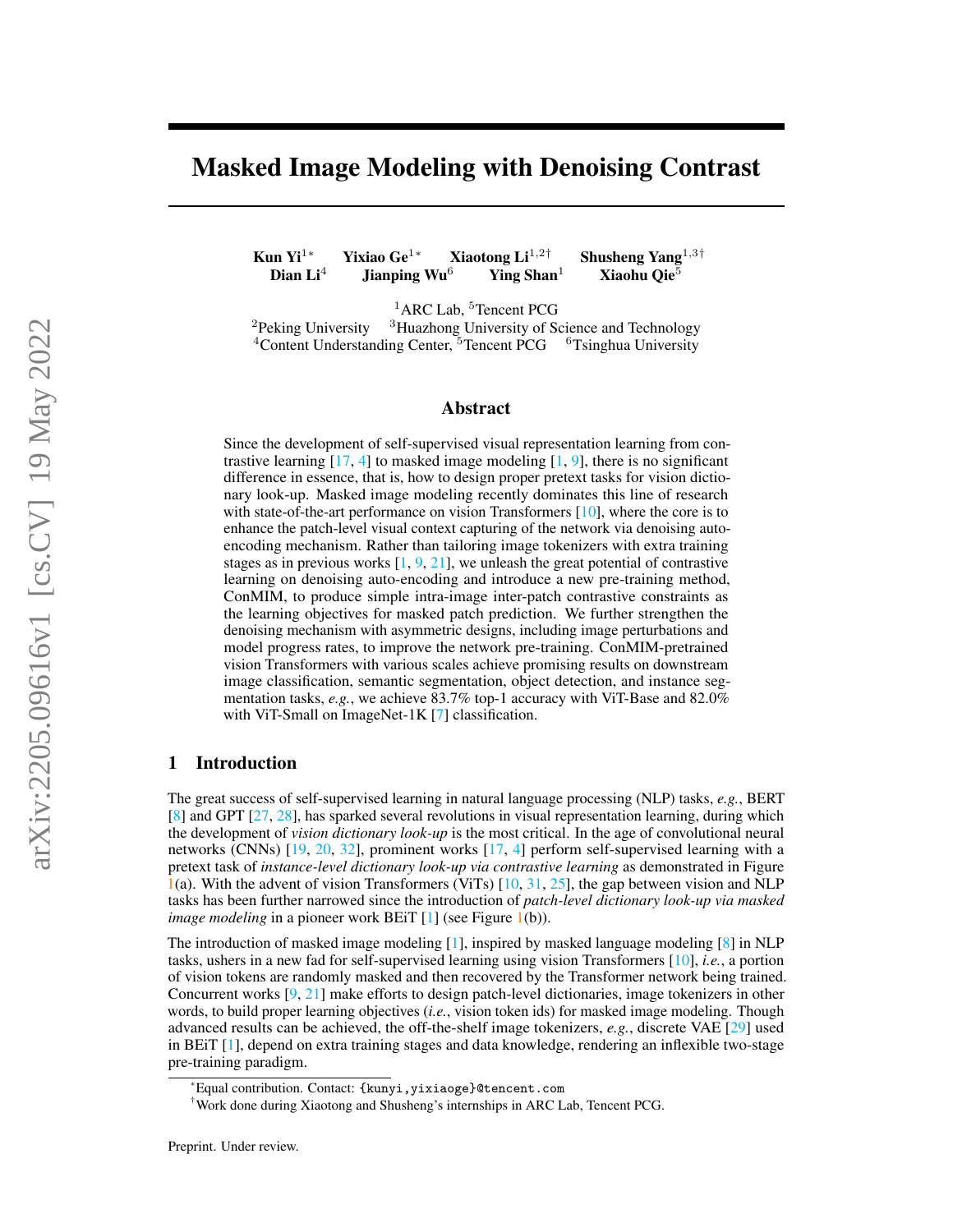# Masked Image Modeling with Denoising Contrast

**Kun Yi**[1*] **Yixiao Ge**[1*] **Xiaotong Li**[1,2†] **Shusheng Yang**[1,3†]
**Dian Li**[4] **Jianping Wu**[6] **Ying Shan**[1] **Xiaohu Qie**[5]

[1]ARC Lab, [5]Tencent PCG
[2]Peking University [3]Huazhong University of Science and Technology
[4]Content Understanding Center, [5]Tencent PCG [6]Tsinghua University

## Abstract

Since the development of self-supervised visual representation learning from contrastive learning [17, 4] to masked image modeling [1, 9], there is no significant difference in essence, that is, how to design proper pretext tasks for vision dictionary look-up. Masked image modeling recently dominates this line of research with state-of-the-art performance on vision Transformers [10], where the core is to enhance the patch-level visual context capturing of the network via denoising auto-encoding mechanism. Rather than tailoring image tokenizers with extra training stages as in previous works [1, 9, 21], we unleash the great potential of contrastive learning on denoising auto-encoding and introduce a new pre-training method, ConMIM, to produce simple intra-image inter-patch contrastive constraints as the learning objectives for masked patch prediction. We further strengthen the denoising mechanism with asymmetric designs, including image perturbations and model progress rates, to improve the network pre-training. ConMIM-pretrained vision Transformers with various scales achieve promising results on downstream image classification, semantic segmentation, object detection, and instance segmentation tasks, *e.g.*, we achieve 83.7% top-1 accuracy with ViT-Base and 82.0% with ViT-Small on ImageNet-1K [7] classification.

## 1 Introduction

The great success of self-supervised learning in natural language processing (NLP) tasks, *e.g.*, BERT [8] and GPT [27, 28], has sparked several revolutions in visual representation learning, during which the development of *vision dictionary look-up* is the most critical. In the age of convolutional neural networks (CNNs) [19, 20, 32], prominent works [17, 4] perform self-supervised learning with a pretext task of *instance-level dictionary look-up via contrastive learning* as demonstrated in Figure 1(a). With the advent of vision Transformers (ViTs) [10, 31, 25], the gap between vision and NLP tasks has been further narrowed since the introduction of *patch-level dictionary look-up via masked image modeling* in a pioneer work BEiT [1] (see Figure 1(b)).

The introduction of masked image modeling [1], inspired by masked language modeling [8] in NLP tasks, ushers in a new fad for self-supervised learning using vision Transformers [10], *i.e.*, a portion of vision tokens are randomly masked and then recovered by the Transformer network being trained. Concurrent works [9, 21] make efforts to design patch-level dictionaries, image tokenizers in other words, to build proper learning objectives (*i.e.*, vision token ids) for masked image modeling. Though advanced results can be achieved, the off-the-shelf image tokenizers, *e.g.*, discrete VAE [29] used in BEiT [1], depend on extra training stages and data knowledge, rendering an inflexible two-stage pre-training paradigm.

*Equal contribution. Contact: {kunyi,yixiaoge}@tencent.com

†Work done during Xiaotong and Shusheng's internships in ARC Lab, Tencent PCG.

Preprint. Under review.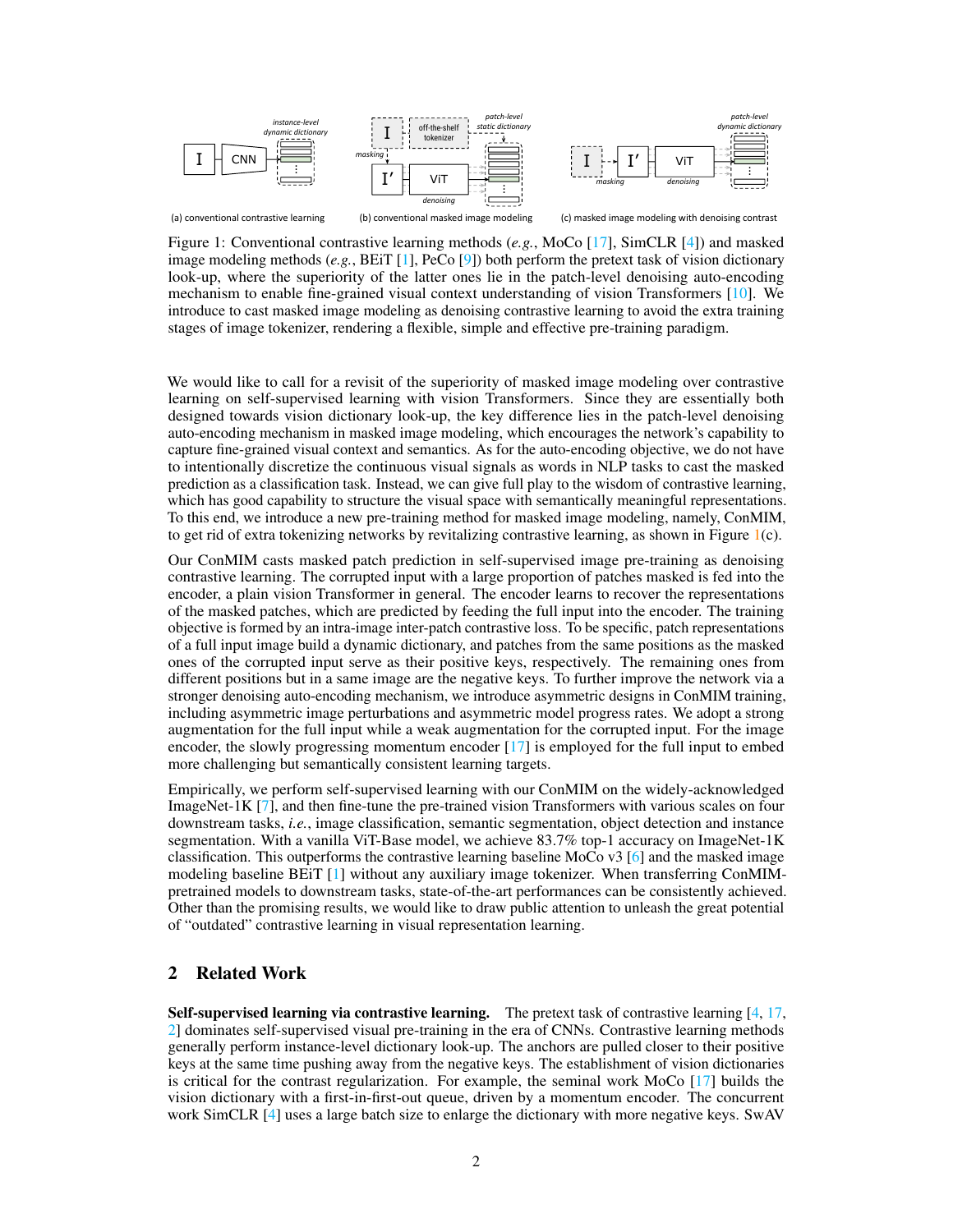Figure 1: Conventional contrastive learning methods (*e.g.*, MoCo [17], SimCLR [4]) and masked image modeling methods (*e.g.*, BEiT [1], PeCo [9]) both perform the pretext task of vision dictionary look-up, where the superiority of the latter ones lie in the patch-level denoising auto-encoding mechanism to enable fine-grained visual context understanding of vision Transformers [10]. We introduce to cast masked image modeling as denoising contrastive learning to avoid the extra training stages of image tokenizer, rendering a flexible, simple and effective pre-training paradigm.

We would like to call for a revisit of the superiority of masked image modeling over contrastive learning on self-supervised learning with vision Transformers. Since they are essentially both designed towards vision dictionary look-up, the key difference lies in the patch-level denoising auto-encoding mechanism in masked image modeling, which encourages the network's capability to capture fine-grained visual context and semantics. As for the auto-encoding objective, we do not have to intentionally discretize the continuous visual signals as words in NLP tasks to cast the masked prediction as a classification task. Instead, we can give full play to the wisdom of contrastive learning, which has good capability to structure the visual space with semantically meaningful representations. To this end, we introduce a new pre-training method for masked image modeling, namely, ConMIM, to get rid of extra tokenizing networks by revitalizing contrastive learning, as shown in Figure 1(c).

Our ConMIM casts masked patch prediction in self-supervised image pre-training as denoising contrastive learning. The corrupted input with a large proportion of patches masked is fed into the encoder, a plain vision Transformer in general. The encoder learns to recover the representations of the masked patches, which are predicted by feeding the full input into the encoder. The training objective is formed by an intra-image inter-patch contrastive loss. To be specific, patch representations of a full input image build a dynamic dictionary, and patches from the same positions as the masked ones of the corrupted input serve as their positive keys, respectively. The remaining ones from different positions but in a same image are the negative keys. To further improve the network via a stronger denoising auto-encoding mechanism, we introduce asymmetric designs in ConMIM training, including asymmetric image perturbations and asymmetric model progress rates. We adopt a strong augmentation for the full input while a weak augmentation for the corrupted input. For the image encoder, the slowly progressing momentum encoder [17] is employed for the full input to embed more challenging but semantically consistent learning targets.

Empirically, we perform self-supervised learning with our ConMIM on the widely-acknowledged ImageNet-1K [7], and then fine-tune the pre-trained vision Transformers with various scales on four downstream tasks, *i.e.*, image classification, semantic segmentation, object detection and instance segmentation. With a vanilla ViT-Base model, we achieve 83.7% top-1 accuracy on ImageNet-1K classification. This outperforms the contrastive learning baseline MoCo v3 [6] and the masked image modeling baseline BEiT [1] without any auxiliary image tokenizer. When transferring ConMIM-pretrained models to downstream tasks, state-of-the-art performances can be consistently achieved. Other than the promising results, we would like to draw public attention to unleash the great potential of "outdated" contrastive learning in visual representation learning.

## 2 Related Work

**Self-supervised learning via contrastive learning.** The pretext task of contrastive learning [4, 17, 2] dominates self-supervised visual pre-training in the era of CNNs. Contrastive learning methods generally perform instance-level dictionary look-up. The anchors are pulled closer to their positive keys at the same time pushing away from the negative keys. The establishment of vision dictionaries is critical for the contrast regularization. For example, the seminal work MoCo [17] builds the vision dictionary with a first-in-first-out queue, driven by a momentum encoder. The concurrent work SimCLR [4] uses a large batch size to enlarge the dictionary with more negative keys. SwAV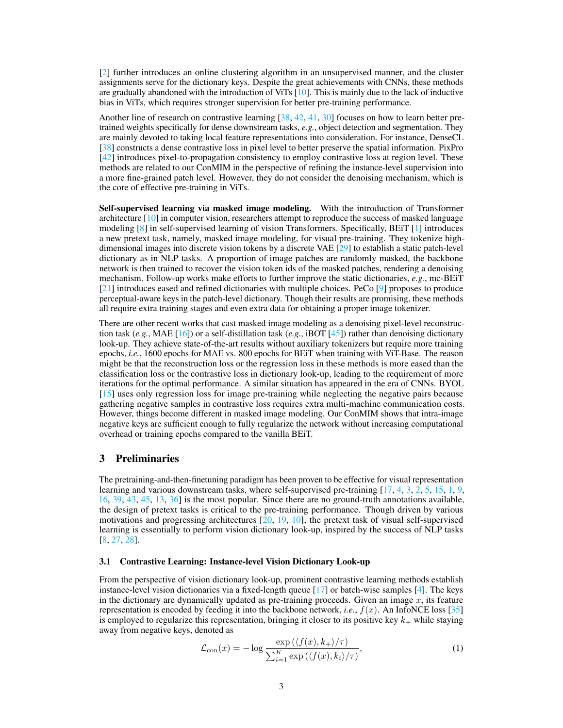[2] further introduces an online clustering algorithm in an unsupervised manner, and the cluster assignments serve for the dictionary keys. Despite the great achievements with CNNs, these methods are gradually abandoned with the introduction of ViTs [10]. This is mainly due to the lack of inductive bias in ViTs, which requires stronger supervision for better pre-training performance.

Another line of research on contrastive learning [38, 42, 41, 30] focuses on how to learn better pre-trained weights specifically for dense downstream tasks, *e.g.*, object detection and segmentation. They are mainly devoted to taking local feature representations into consideration. For instance, DenseCL [38] constructs a dense contrastive loss in pixel level to better preserve the spatial information. PixPro [42] introduces pixel-to-propagation consistency to employ contrastive loss at region level. These methods are related to our ConMIM in the perspective of refining the instance-level supervision into a more fine-grained patch level. However, they do not consider the denoising mechanism, which is the core of effective pre-training in ViTs.

**Self-supervised learning via masked image modeling.** With the introduction of Transformer architecture [10] in computer vision, researchers attempt to reproduce the success of masked language modeling [8] in self-supervised learning of vision Transformers. Specifically, BEiT [1] introduces a new pretext task, namely, masked image modeling, for visual pre-training. They tokenize high-dimensional images into discrete vision tokens by a discrete VAE [29] to establish a static patch-level dictionary as in NLP tasks. A proportion of image patches are randomly masked, the backbone network is then trained to recover the vision token ids of the masked patches, rendering a denoising mechanism. Follow-up works make efforts to further improve the static dictionaries, *e.g.*, mc-BEiT [21] introduces eased and refined dictionaries with multiple choices. PeCo [9] proposes to produce perceptual-aware keys in the patch-level dictionary. Though their results are promising, these methods all require extra training stages and even extra data for obtaining a proper image tokenizer.

There are other recent works that cast masked image modeling as a denoising pixel-level reconstruction task (*e.g.*, MAE [16]) or a self-distillation task (*e.g.*, iBOT [45]) rather than denoising dictionary look-up. They achieve state-of-the-art results without auxiliary tokenizers but require more training epochs, *i.e.*, 1600 epochs for MAE vs. 800 epochs for BEiT when training with ViT-Base. The reason might be that the reconstruction loss or the regression loss in these methods is more eased than the classification loss or the contrastive loss in dictionary look-up, leading to the requirement of more iterations for the optimal performance. A similar situation has appeared in the era of CNNs. BYOL [15] uses only regression loss for image pre-training while neglecting the negative pairs because gathering negative samples in contrastive loss requires extra multi-machine communication costs. However, things become different in masked image modeling. Our ConMIM shows that intra-image negative keys are sufficient enough to fully regularize the network without increasing computational overhead or training epochs compared to the vanilla BEiT.

## 3 Preliminaries

The pretraining-and-then-finetuning paradigm has been proven to be effective for visual representation learning and various downstream tasks, where self-supervised pre-training [17, 4, 3, 2, 5, 15, 1, 9, 16, 39, 43, 45, 13, 36] is the most popular. Since there are no ground-truth annotations available, the design of pretext tasks is critical to the pre-training performance. Though driven by various motivations and progressing architectures [20, 19, 10], the pretext task of visual self-supervised learning is essentially to perform vision dictionary look-up, inspired by the success of NLP tasks [8, 27, 28].

### 3.1 Contrastive Learning: Instance-level Vision Dictionary Look-up

From the perspective of vision dictionary look-up, prominent contrastive learning methods establish instance-level vision dictionaries via a fixed-length queue [17] or batch-wise samples [4]. The keys in the dictionary are dynamically updated as pre-training proceeds. Given an image $x$, its feature representation is encoded by feeding it into the backbone network, *i.e.*, $f(x)$. An InfoNCE loss [35] is employed to regularize this representation, bringing it closer to its positive key $k_+$ while staying away from negative keys, denoted as

$$\mathcal{L}_{\text{con}}(x) = -\log \frac{\exp\left(\langle f(x), k_+ \rangle / \tau\right)}{\sum_{i=1}^{K} \exp\left(\langle f(x), k_i \rangle / \tau\right)}, \tag{1}$$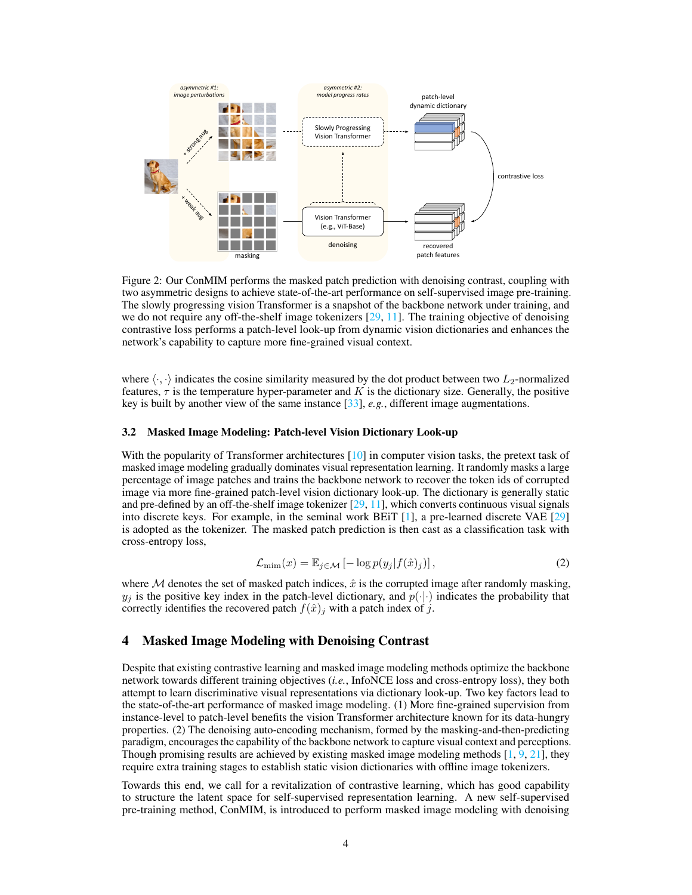Figure 2: Our ConMIM performs the masked patch prediction with denoising contrast, coupling with two asymmetric designs to achieve state-of-the-art performance on self-supervised image pre-training. The slowly progressing vision Transformer is a snapshot of the backbone network under training, and we do not require any off-the-shelf image tokenizers [29, 11]. The training objective of denoising contrastive loss performs a patch-level look-up from dynamic vision dictionaries and enhances the network's capability to capture more fine-grained visual context.

where $\langle \cdot, \cdot \rangle$ indicates the cosine similarity measured by the dot product between two $L_2$-normalized features, $\tau$ is the temperature hyper-parameter and $K$ is the dictionary size. Generally, the positive key is built by another view of the same instance [33], *e.g.*, different image augmentations.

### 3.2 Masked Image Modeling: Patch-level Vision Dictionary Look-up

With the popularity of Transformer architectures [10] in computer vision tasks, the pretext task of masked image modeling gradually dominates visual representation learning. It randomly masks a large percentage of image patches and trains the backbone network to recover the token ids of corrupted image via more fine-grained patch-level vision dictionary look-up. The dictionary is generally static and pre-defined by an off-the-shelf image tokenizer [29, 11], which converts continuous visual signals into discrete keys. For example, in the seminal work BEiT [1], a pre-learned discrete VAE [29] is adopted as the tokenizer. The masked patch prediction is then cast as a classification task with cross-entropy loss,

$$\mathcal{L}_{\text{mim}}(x) = \mathbb{E}_{j \in \mathcal{M}} \left[ -\log p(y_j | f(\hat{x})_j) \right], \tag{2}$$

where $\mathcal{M}$ denotes the set of masked patch indices, $\hat{x}$ is the corrupted image after randomly masking, $y_j$ is the positive key index in the patch-level dictionary, and $p(\cdot|\cdot)$ indicates the probability that correctly identifies the recovered patch $f(\hat{x})_j$ with a patch index of $j$.

## 4 Masked Image Modeling with Denoising Contrast

Despite that existing contrastive learning and masked image modeling methods optimize the backbone network towards different training objectives (*i.e.*, InfoNCE loss and cross-entropy loss), they both attempt to learn discriminative visual representations via dictionary look-up. Two key factors lead to the state-of-the-art performance of masked image modeling. (1) More fine-grained supervision from instance-level to patch-level benefits the vision Transformer architecture known for its data-hungry properties. (2) The denoising auto-encoding mechanism, formed by the masking-and-then-predicting paradigm, encourages the capability of the backbone network to capture visual context and perceptions. Though promising results are achieved by existing masked image modeling methods [1, 9, 21], they require extra training stages to establish static vision dictionaries with offline image tokenizers.

Towards this end, we call for a revitalization of contrastive learning, which has good capability to structure the latent space for self-supervised representation learning. A new self-supervised pre-training method, ConMIM, is introduced to perform masked image modeling with denoising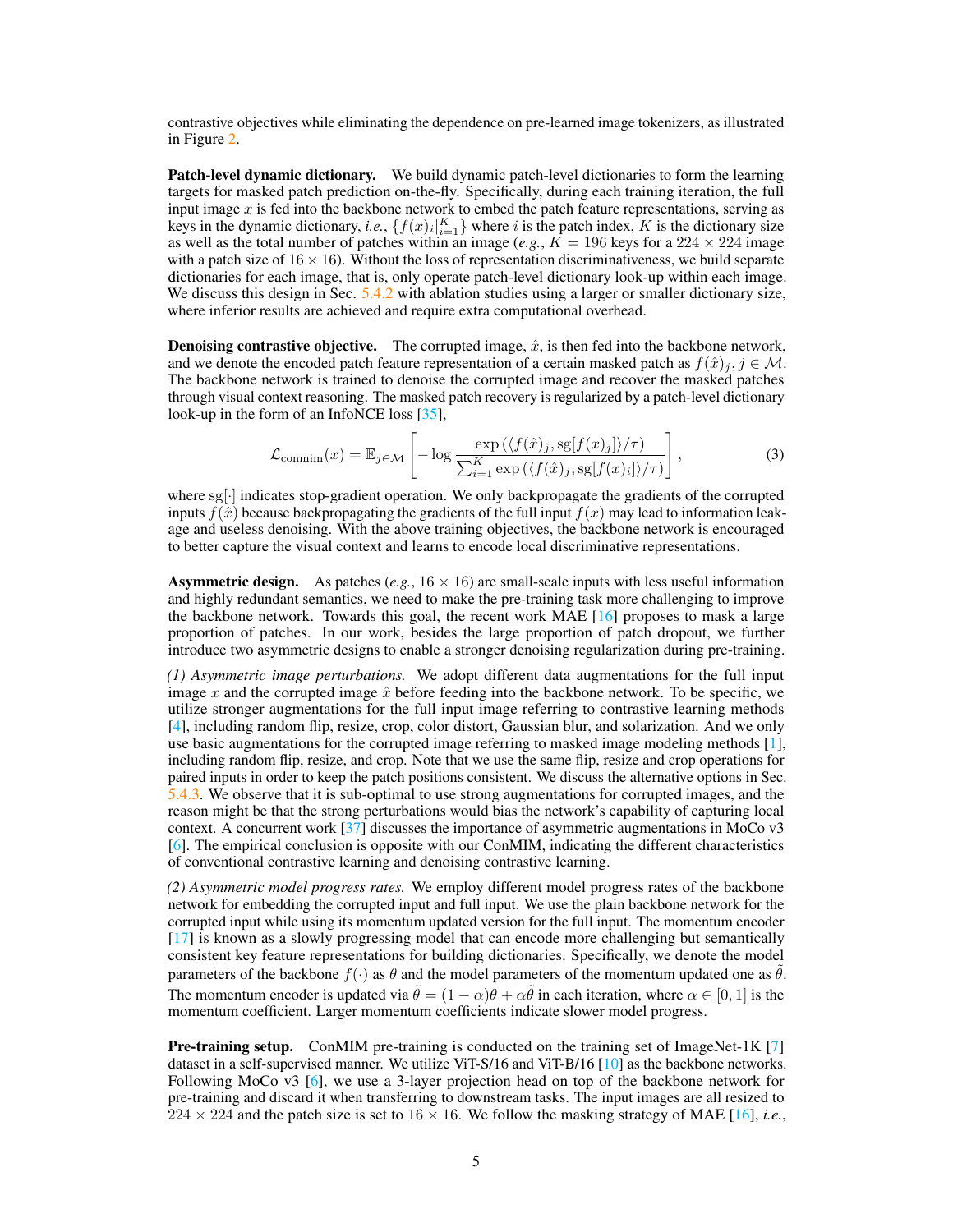contrastive objectives while eliminating the dependence on pre-learned image tokenizers, as illustrated in Figure 2.

**Patch-level dynamic dictionary.** We build dynamic patch-level dictionaries to form the learning targets for masked patch prediction on-the-fly. Specifically, during each training iteration, the full input image $x$ is fed into the backbone network to embed the patch feature representations, serving as keys in the dynamic dictionary, *i.e.*, $\{f(x)_i|_{i=1}^{K}\}$ where $i$ is the patch index, $K$ is the dictionary size as well as the total number of patches within an image (*e.g.*, $K = 196$ keys for a $224 \times 224$ image with a patch size of $16 \times 16$). Without the loss of representation discriminativeness, we build separate dictionaries for each image, that is, only operate patch-level dictionary look-up within each image. We discuss this design in Sec. 5.4.2 with ablation studies using a larger or smaller dictionary size, where inferior results are achieved and require extra computational overhead.

**Denoising contrastive objective.** The corrupted image, $\hat{x}$, is then fed into the backbone network, and we denote the encoded patch feature representation of a certain masked patch as $f(\hat{x})_j, j \in \mathcal{M}$. The backbone network is trained to denoise the corrupted image and recover the masked patches through visual context reasoning. The masked patch recovery is regularized by a patch-level dictionary look-up in the form of an InfoNCE loss [35],

$$\mathcal{L}_{\text{conmim}}(x) = \mathbb{E}_{j \in \mathcal{M}} \left[ -\log \frac{\exp\left(\langle f(\hat{x})_j, \text{sg}[f(x)_j] \rangle / \tau\right)}{\sum_{i=1}^{K} \exp\left(\langle f(\hat{x})_j, \text{sg}[f(x)_i] \rangle / \tau\right)} \right], \tag{3}$$

where $\text{sg}[\cdot]$ indicates stop-gradient operation. We only backpropagate the gradients of the corrupted inputs $f(\hat{x})$ because backpropagating the gradients of the full input $f(x)$ may lead to information leakage and useless denoising. With the above training objectives, the backbone network is encouraged to better capture the visual context and learns to encode local discriminative representations.

**Asymmetric design.** As patches (*e.g.*, $16 \times 16$) are small-scale inputs with less useful information and highly redundant semantics, we need to make the pre-training task more challenging to improve the backbone network. Towards this goal, the recent work MAE [16] proposes to mask a large proportion of patches. In our work, besides the large proportion of patch dropout, we further introduce two asymmetric designs to enable a stronger denoising regularization during pre-training.

*(1) Asymmetric image perturbations.* We adopt different data augmentations for the full input image $x$ and the corrupted image $\hat{x}$ before feeding into the backbone network. To be specific, we utilize stronger augmentations for the full input image referring to contrastive learning methods [4], including random flip, resize, crop, color distort, Gaussian blur, and solarization. And we only use basic augmentations for the corrupted image referring to masked image modeling methods [1], including random flip, resize, and crop. Note that we use the same flip, resize and crop operations for paired inputs in order to keep the patch positions consistent. We discuss the alternative options in Sec. 5.4.3. We observe that it is sub-optimal to use strong augmentations for corrupted images, and the reason might be that the strong perturbations would bias the network's capability of capturing local context. A concurrent work [37] discusses the importance of asymmetric augmentations in MoCo v3 [6]. The empirical conclusion is opposite with our ConMIM, indicating the different characteristics of conventional contrastive learning and denoising contrastive learning.

*(2) Asymmetric model progress rates.* We employ different model progress rates of the backbone network for embedding the corrupted input and full input. We use the plain backbone network for the corrupted input while using its momentum updated version for the full input. The momentum encoder [17] is known as a slowly progressing model that can encode more challenging but semantically consistent key feature representations for building dictionaries. Specifically, we denote the model parameters of the backbone $f(\cdot)$ as $\theta$ and the model parameters of the momentum updated one as $\tilde{\theta}$. The momentum encoder is updated via $\tilde{\theta} = (1 - \alpha)\theta + \alpha\tilde{\theta}$ in each iteration, where $\alpha \in [0, 1]$ is the momentum coefficient. Larger momentum coefficients indicate slower model progress.

**Pre-training setup.** ConMIM pre-training is conducted on the training set of ImageNet-1K [7] dataset in a self-supervised manner. We utilize ViT-S/16 and ViT-B/16 [10] as the backbone networks. Following MoCo v3 [6], we use a 3-layer projection head on top of the backbone network for pre-training and discard it when transferring to downstream tasks. The input images are all resized to $224 \times 224$ and the patch size is set to $16 \times 16$. We follow the masking strategy of MAE [16], *i.e.*,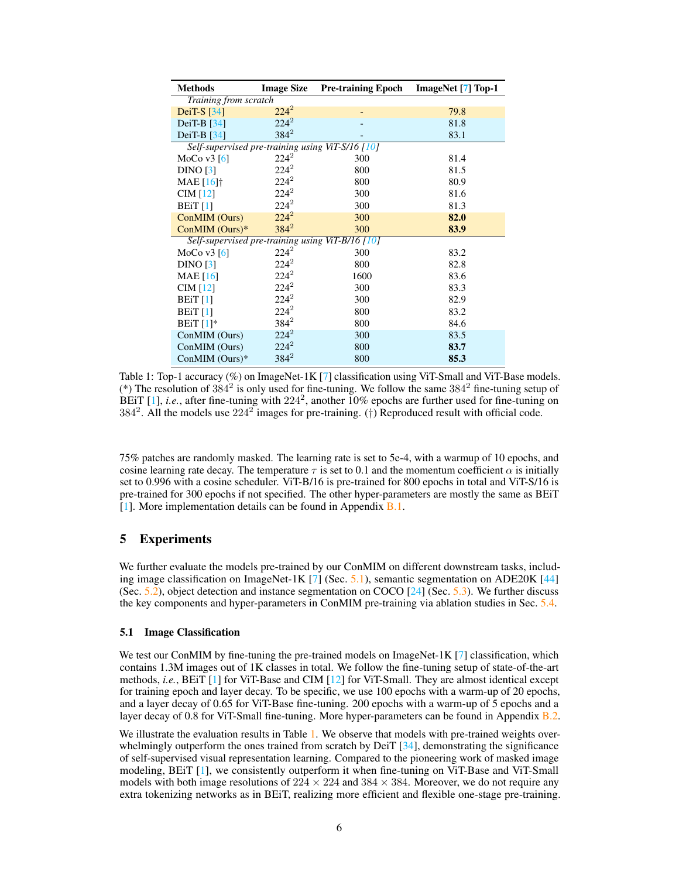| Methods | Image Size | Pre-training Epoch | ImageNet [7] Top-1 |
|---|---|---|---|
| *Training from scratch* | | | |
| DeiT-S [34] | $224^2$ | - | 79.8 |
| DeiT-B [34] | $224^2$ | - | 81.8 |
| DeiT-B [34] | $384^2$ | - | 83.1 |
| *Self-supervised pre-training using ViT-S/16 [10]* | | | |
| MoCo v3 [6] | $224^2$ | 300 | 81.4 |
| DINO [3] | $224^2$ | 800 | 81.5 |
| MAE [16]† | $224^2$ | 800 | 80.9 |
| CIM [12] | $224^2$ | 300 | 81.6 |
| BEiT [1] | $224^2$ | 300 | 81.3 |
| ConMIM (Ours) | $224^2$ | 300 | **82.0** |
| ConMIM (Ours)* | $384^2$ | 300 | **83.9** |
| *Self-supervised pre-training using ViT-B/16 [10]* | | | |
| MoCo v3 [6] | $224^2$ | 300 | 83.2 |
| DINO [3] | $224^2$ | 800 | 82.8 |
| MAE [16] | $224^2$ | 1600 | 83.6 |
| CIM [12] | $224^2$ | 300 | 83.3 |
| BEiT [1] | $224^2$ | 300 | 82.9 |
| BEiT [1] | $224^2$ | 800 | 83.2 |
| BEiT [1]* | $384^2$ | 800 | 84.6 |
| ConMIM (Ours) | $224^2$ | 300 | 83.5 |
| ConMIM (Ours) | $224^2$ | 800 | **83.7** |
| ConMIM (Ours)* | $384^2$ | 800 | **85.3** |

Table 1: Top-1 accuracy (%) on ImageNet-1K [7] classification using ViT-Small and ViT-Base models. (*) The resolution of $384^2$ is only used for fine-tuning. We follow the same $384^2$ fine-tuning setup of BEiT [1], *i.e.*, after fine-tuning with $224^2$, another 10% epochs are further used for fine-tuning on $384^2$. All the models use $224^2$ images for pre-training. (†) Reproduced result with official code.

75% patches are randomly masked. The learning rate is set to 5e-4, with a warmup of 10 epochs, and cosine learning rate decay. The temperature $\tau$ is set to 0.1 and the momentum coefficient $\alpha$ is initially set to 0.996 with a cosine scheduler. ViT-B/16 is pre-trained for 800 epochs in total and ViT-S/16 is pre-trained for 300 epochs if not specified. The other hyper-parameters are mostly the same as BEiT [1]. More implementation details can be found in Appendix B.1.

# 5 Experiments

We further evaluate the models pre-trained by our ConMIM on different downstream tasks, including image classification on ImageNet-1K [7] (Sec. 5.1), semantic segmentation on ADE20K [44] (Sec. 5.2), object detection and instance segmentation on COCO [24] (Sec. 5.3). We further discuss the key components and hyper-parameters in ConMIM pre-training via ablation studies in Sec. 5.4.

## 5.1 Image Classification

We test our ConMIM by fine-tuning the pre-trained models on ImageNet-1K [7] classification, which contains 1.3M images out of 1K classes in total. We follow the fine-tuning setup of state-of-the-art methods, *i.e.*, BEiT [1] for ViT-Base and CIM [12] for ViT-Small. They are almost identical except for training epoch and layer decay. To be specific, we use 100 epochs with a warm-up of 20 epochs, and a layer decay of 0.65 for ViT-Base fine-tuning. 200 epochs with a warm-up of 5 epochs and a layer decay of 0.8 for ViT-Small fine-tuning. More hyper-parameters can be found in Appendix B.2.

We illustrate the evaluation results in Table 1. We observe that models with pre-trained weights overwhelmingly outperform the ones trained from scratch by DeiT [34], demonstrating the significance of self-supervised visual representation learning. Compared to the pioneering work of masked image modeling, BEiT [1], we consistently outperform it when fine-tuning on ViT-Base and ViT-Small models with both image resolutions of $224 \times 224$ and $384 \times 384$. Moreover, we do not require any extra tokenizing networks as in BEiT, realizing more efficient and flexible one-stage pre-training.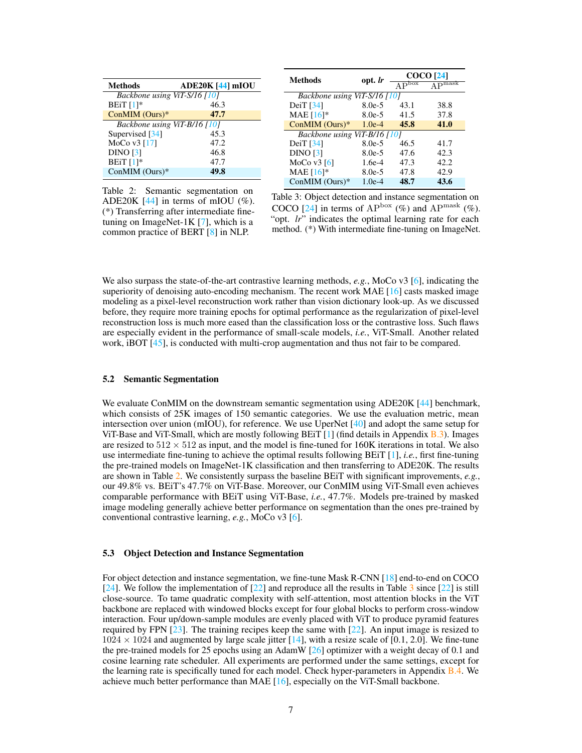| Methods | ADE20K [44] mIOU |
|---|---|
| *Backbone using ViT-S/16 [10]* | |
| BEiT [1]* | 46.3 |
| ConMIM (Ours)* | **47.7** |
| *Backbone using ViT-B/16 [10]* | |
| Supervised [34] | 45.3 |
| MoCo v3 [17] | 47.2 |
| DINO [3] | 46.8 |
| BEiT [1]* | 47.7 |
| ConMIM (Ours)* | **49.8** |

Table 2: Semantic segmentation on ADE20K [44] in terms of mIOU (%). (*) Transferring after intermediate fine-tuning on ImageNet-1K [7], which is a common practice of BERT [8] in NLP.

| Methods | opt. *lr* | COCO [24] | |
|---|---|---|---|
| | | $\text{AP}^{\text{box}}$ | $\text{AP}^{\text{mask}}$ |
| *Backbone using ViT-S/16 [10]* | | | |
| DeiT [34] | 8.0e-5 | 43.1 | 38.8 |
| MAE [16]* | 8.0e-5 | 41.5 | 37.8 |
| ConMIM (Ours)* | 1.0e-4 | **45.8** | **41.0** |
| *Backbone using ViT-B/16 [10]* | | | |
| DeiT [34] | 8.0e-5 | 46.5 | 41.7 |
| DINO [3] | 8.0e-5 | 47.6 | 42.3 |
| MoCo v3 [6] | 1.6e-4 | 47.3 | 42.2 |
| MAE [16]* | 8.0e-5 | 47.8 | 42.9 |
| ConMIM (Ours)* | 1.0e-4 | **48.7** | **43.6** |

Table 3: Object detection and instance segmentation on COCO [24] in terms of $\text{AP}^{\text{box}}$ (%) and $\text{AP}^{\text{mask}}$ (%). "opt. *lr*" indicates the optimal learning rate for each method. (*) With intermediate fine-tuning on ImageNet.

We also surpass the state-of-the-art contrastive learning methods, *e.g.*, MoCo v3 [6], indicating the superiority of denoising auto-encoding mechanism. The recent work MAE [16] casts masked image modeling as a pixel-level reconstruction work rather than vision dictionary look-up. As we discussed before, they require more training epochs for optimal performance as the regularization of pixel-level reconstruction loss is much more eased than the classification loss or the contrastive loss. Such flaws are especially evident in the performance of small-scale models, *i.e.*, ViT-Small. Another related work, iBOT [45], is conducted with multi-crop augmentation and thus not fair to be compared.

### 5.2 Semantic Segmentation

We evaluate ConMIM on the downstream semantic segmentation using ADE20K [44] benchmark, which consists of 25K images of 150 semantic categories. We use the evaluation metric, mean intersection over union (mIOU), for reference. We use UperNet [40] and adopt the same setup for ViT-Base and ViT-Small, which are mostly following BEiT [1] (find details in Appendix B.3). Images are resized to $512 \times 512$ as input, and the model is fine-tuned for 160K iterations in total. We also use intermediate fine-tuning to achieve the optimal results following BEiT [1], *i.e.*, first fine-tuning the pre-trained models on ImageNet-1K classification and then transferring to ADE20K. The results are shown in Table 2. We consistently surpass the baseline BEiT with significant improvements, *e.g.*, our 49.8% vs. BEiT's 47.7% on ViT-Base. Moreover, our ConMIM using ViT-Small even achieves comparable performance with BEiT using ViT-Base, *i.e.*, 47.7%. Models pre-trained by masked image modeling generally achieve better performance on segmentation than the ones pre-trained by conventional contrastive learning, *e.g.*, MoCo v3 [6].

### 5.3 Object Detection and Instance Segmentation

For object detection and instance segmentation, we fine-tune Mask R-CNN [18] end-to-end on COCO [24]. We follow the implementation of [22] and reproduce all the results in Table 3 since [22] is still close-source. To tame quadratic complexity with self-attention, most attention blocks in the ViT backbone are replaced with windowed blocks except for four global blocks to perform cross-window interaction. Four up/down-sample modules are evenly placed with ViT to produce pyramid features required by FPN [23]. The training recipes keep the same with [22]. An input image is resized to $1024 \times 1024$ and augmented by large scale jitter [14], with a resize scale of [0.1, 2.0]. We fine-tune the pre-trained models for 25 epochs using an AdamW [26] optimizer with a weight decay of 0.1 and cosine learning rate scheduler. All experiments are performed under the same settings, except for the learning rate is specifically tuned for each model. Check hyper-parameters in Appendix B.4. We achieve much better performance than MAE [16], especially on the ViT-Small backbone.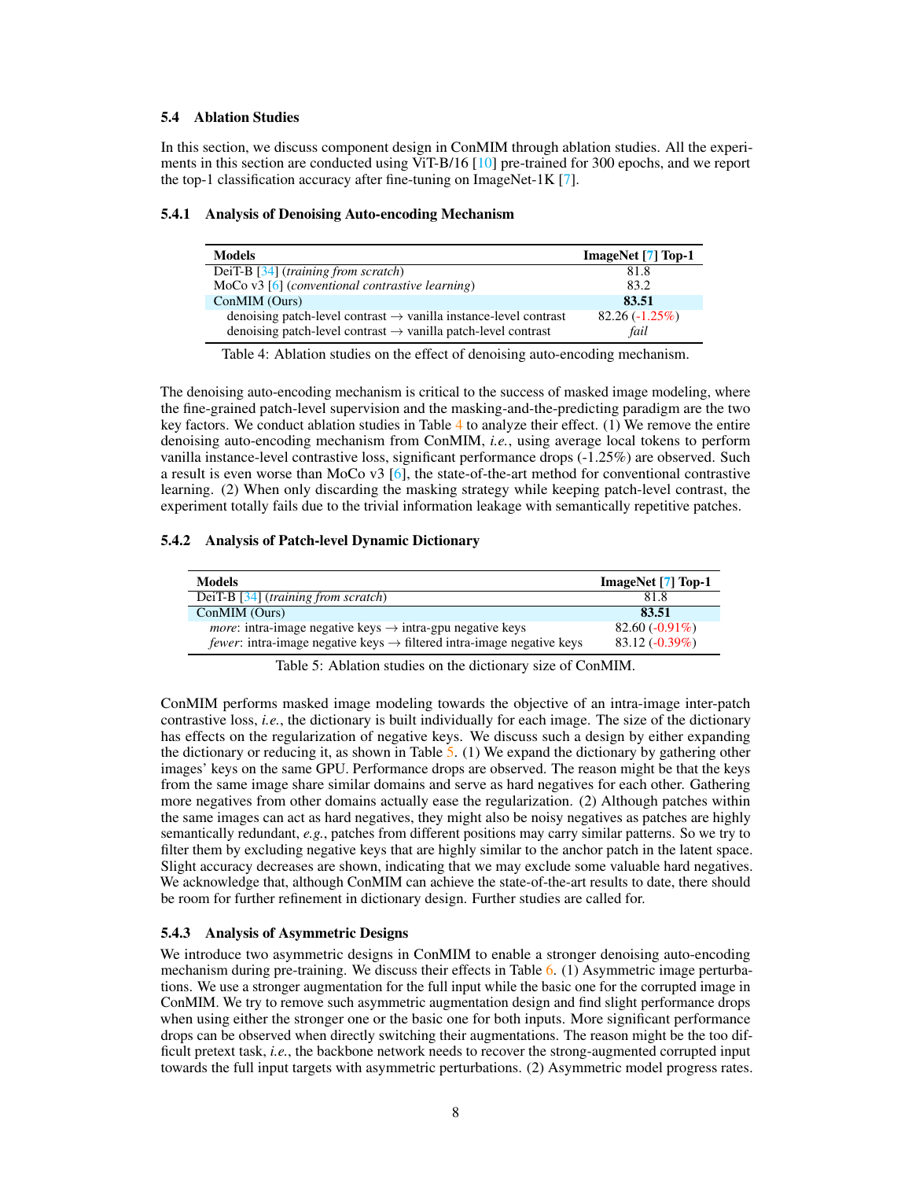### 5.4 Ablation Studies

In this section, we discuss component design in ConMIM through ablation studies. All the experiments in this section are conducted using ViT-B/16 [10] pre-trained for 300 epochs, and we report the top-1 classification accuracy after fine-tuning on ImageNet-1K [7].

#### 5.4.1 Analysis of Denoising Auto-encoding Mechanism

| Models | ImageNet [7] Top-1 |
|---|---|
| DeiT-B [34] (*training from scratch*) | 81.8 |
| MoCo v3 [6] (*conventional contrastive learning*) | 83.2 |
| ConMIM (Ours) | **83.51** |
| denoising patch-level contrast → vanilla instance-level contrast | 82.26 (-1.25%) |
| denoising patch-level contrast → vanilla patch-level contrast | *fail* |

Table 4: Ablation studies on the effect of denoising auto-encoding mechanism.

The denoising auto-encoding mechanism is critical to the success of masked image modeling, where the fine-grained patch-level supervision and the masking-and-the-predicting paradigm are the two key factors. We conduct ablation studies in Table 4 to analyze their effect. (1) We remove the entire denoising auto-encoding mechanism from ConMIM, *i.e.*, using average local tokens to perform vanilla instance-level contrastive loss, significant performance drops (-1.25%) are observed. Such a result is even worse than MoCo v3 [6], the state-of-the-art method for conventional contrastive learning. (2) When only discarding the masking strategy while keeping patch-level contrast, the experiment totally fails due to the trivial information leakage with semantically repetitive patches.

#### 5.4.2 Analysis of Patch-level Dynamic Dictionary

| Models | ImageNet [7] Top-1 |
|---|---|
| DeiT-B [34] (*training from scratch*) | 81.8 |
| ConMIM (Ours) | **83.51** |
| *more*: intra-image negative keys → intra-gpu negative keys | 82.60 (-0.91%) |
| *fewer*: intra-image negative keys → filtered intra-image negative keys | 83.12 (-0.39%) |

Table 5: Ablation studies on the dictionary size of ConMIM.

ConMIM performs masked image modeling towards the objective of an intra-image inter-patch contrastive loss, *i.e.*, the dictionary is built individually for each image. The size of the dictionary has effects on the regularization of negative keys. We discuss such a design by either expanding the dictionary or reducing it, as shown in Table 5. (1) We expand the dictionary by gathering other images' keys on the same GPU. Performance drops are observed. The reason might be that the keys from the same image share similar domains and serve as hard negatives for each other. Gathering more negatives from other domains actually ease the regularization. (2) Although patches within the same images can act as hard negatives, they might also be noisy negatives as patches are highly semantically redundant, *e.g.*, patches from different positions may carry similar patterns. So we try to filter them by excluding negative keys that are highly similar to the anchor patch in the latent space. Slight accuracy decreases are shown, indicating that we may exclude some valuable hard negatives. We acknowledge that, although ConMIM can achieve the state-of-the-art results to date, there should be room for further refinement in dictionary design. Further studies are called for.

#### 5.4.3 Analysis of Asymmetric Designs

We introduce two asymmetric designs in ConMIM to enable a stronger denoising auto-encoding mechanism during pre-training. We discuss their effects in Table 6. (1) Asymmetric image perturbations. We use a stronger augmentation for the full input while the basic one for the corrupted image in ConMIM. We try to remove such asymmetric augmentation design and find slight performance drops when using either the stronger one or the basic one for both inputs. More significant performance drops can be observed when directly switching their augmentations. The reason might be the too difficult pretext task, *i.e.*, the backbone network needs to recover the strong-augmented corrupted input towards the full input targets with asymmetric perturbations. (2) Asymmetric model progress rates.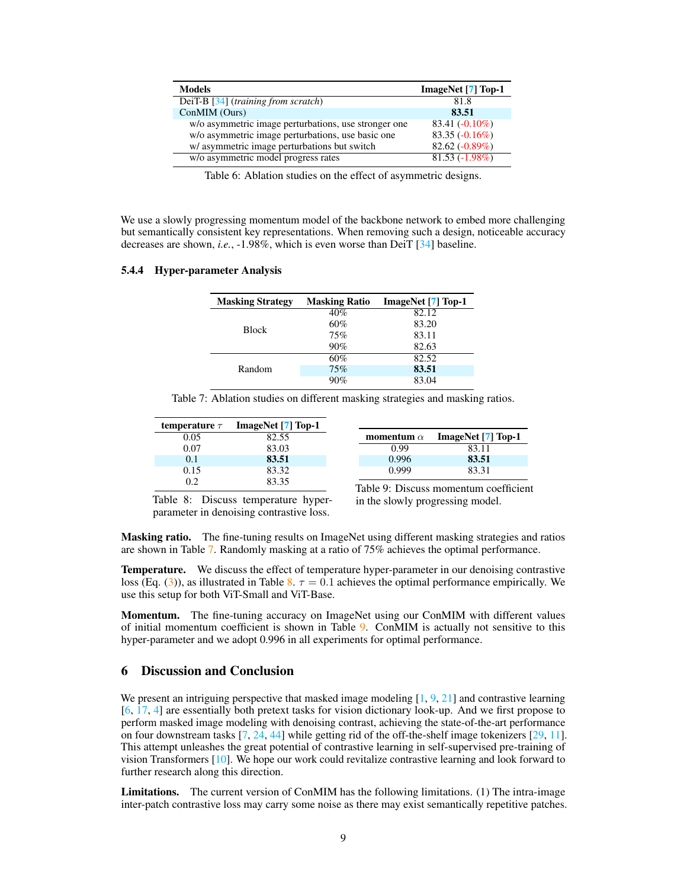| Models | ImageNet [7] Top-1 |
|---|---|
| DeiT-B [34] (*training from scratch*) | 81.8 |
| ConMIM (Ours) | **83.51** |
| w/o asymmetric image perturbations, use stronger one | 83.41 (-0.10%) |
| w/o asymmetric image perturbations, use basic one | 83.35 (-0.16%) |
| w/ asymmetric image perturbations but switch | 82.62 (-0.89%) |
| w/o asymmetric model progress rates | 81.53 (-1.98%) |

Table 6: Ablation studies on the effect of asymmetric designs.

We use a slowly progressing momentum model of the backbone network to embed more challenging but semantically consistent key representations. When removing such a design, noticeable accuracy decreases are shown, *i.e.*, -1.98%, which is even worse than DeiT [34] baseline.

#### 5.4.4 Hyper-parameter Analysis

| Masking Strategy | Masking Ratio | ImageNet [7] Top-1 |
|---|---|---|
| Block | 40% | 82.12 |
| | 60% | 83.20 |
| | 75% | 83.11 |
| | 90% | 82.63 |
| Random | 60% | 82.52 |
| | 75% | **83.51** |
| | 90% | 83.04 |

Table 7: Ablation studies on different masking strategies and masking ratios.

| temperature $\tau$ | ImageNet [7] Top-1 |
|---|---|
| 0.05 | 82.55 |
| 0.07 | 83.03 |
| 0.1 | **83.51** |
| 0.15 | 83.32 |
| 0.2 | 83.35 |

Table 8: Discuss temperature hyper-parameter in denoising contrastive loss.

| momentum $\alpha$ | ImageNet [7] Top-1 |
|---|---|
| 0.99 | 83.11 |
| 0.996 | **83.51** |
| 0.999 | 83.31 |

Table 9: Discuss momentum coefficient in the slowly progressing model.

**Masking ratio.** The fine-tuning results on ImageNet using different masking strategies and ratios are shown in Table 7. Randomly masking at a ratio of 75% achieves the optimal performance.

**Temperature.** We discuss the effect of temperature hyper-parameter in our denoising contrastive loss (Eq. (3)), as illustrated in Table 8. $\tau = 0.1$ achieves the optimal performance empirically. We use this setup for both ViT-Small and ViT-Base.

**Momentum.** The fine-tuning accuracy on ImageNet using our ConMIM with different values of initial momentum coefficient is shown in Table 9. ConMIM is actually not sensitive to this hyper-parameter and we adopt 0.996 in all experiments for optimal performance.

## 6 Discussion and Conclusion

We present an intriguing perspective that masked image modeling [1, 9, 21] and contrastive learning [6, 17, 4] are essentially both pretext tasks for vision dictionary look-up. And we first propose to perform masked image modeling with denoising contrast, achieving the state-of-the-art performance on four downstream tasks [7, 24, 44] while getting rid of the off-the-shelf image tokenizers [29, 11]. This attempt unleashes the great potential of contrastive learning in self-supervised pre-training of vision Transformers [10]. We hope our work could revitalize contrastive learning and look forward to further research along this direction.

**Limitations.** The current version of ConMIM has the following limitations. (1) The intra-image inter-patch contrastive loss may carry some noise as there may exist semantically repetitive patches.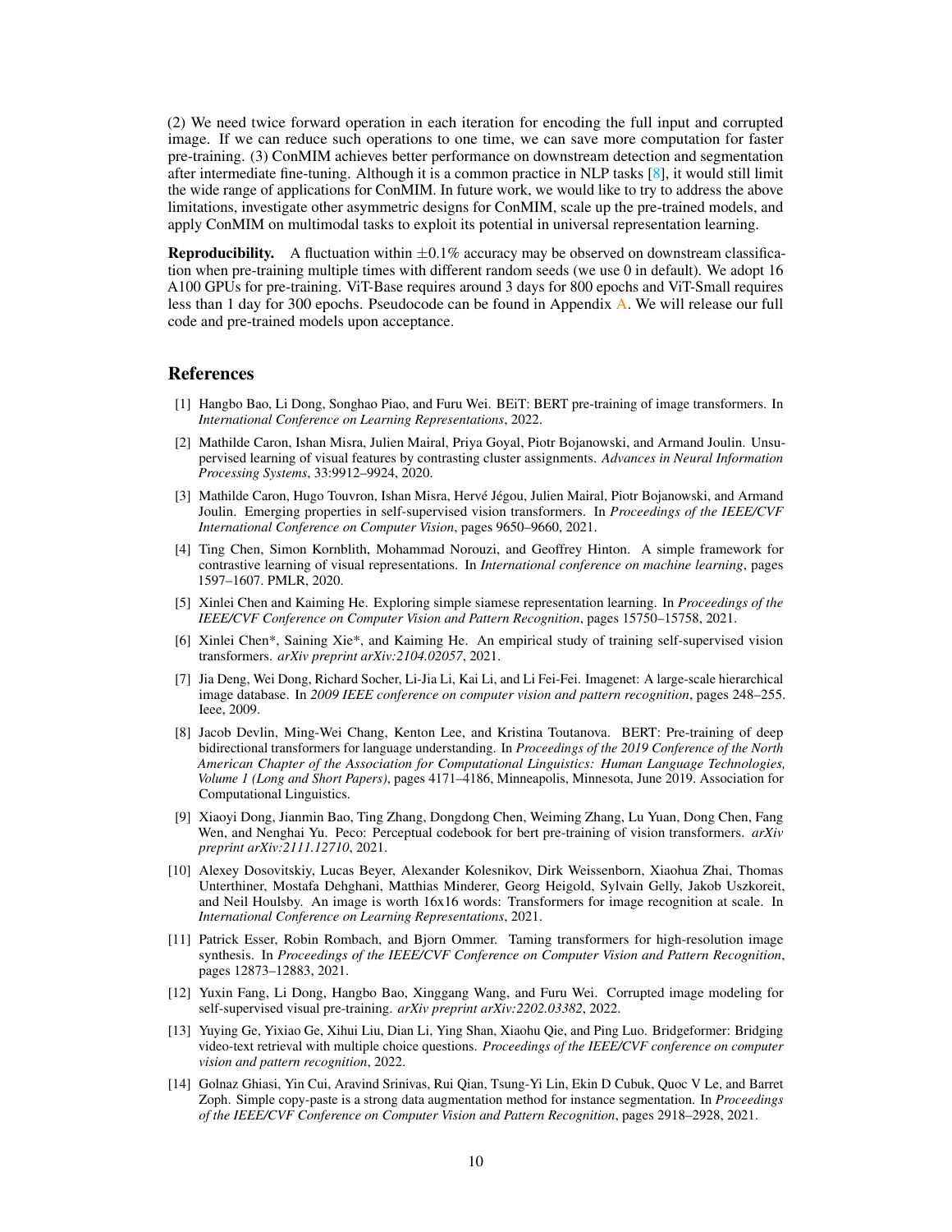(2) We need twice forward operation in each iteration for encoding the full input and corrupted image. If we can reduce such operations to one time, we can save more computation for faster pre-training. (3) ConMIM achieves better performance on downstream detection and segmentation after intermediate fine-tuning. Although it is a common practice in NLP tasks [8], it would still limit the wide range of applications for ConMIM. In future work, we would like to try to address the above limitations, investigate other asymmetric designs for ConMIM, scale up the pre-trained models, and apply ConMIM on multimodal tasks to exploit its potential in universal representation learning.

**Reproducibility.** A fluctuation within $\pm 0.1\%$ accuracy may be observed on downstream classification when pre-training multiple times with different random seeds (we use 0 in default). We adopt 16 A100 GPUs for pre-training. ViT-Base requires around 3 days for 800 epochs and ViT-Small requires less than 1 day for 300 epochs. Pseudocode can be found in Appendix A. We will release our full code and pre-trained models upon acceptance.

# References

[1] Hangbo Bao, Li Dong, Songhao Piao, and Furu Wei. BEiT: BERT pre-training of image transformers. In *International Conference on Learning Representations*, 2022.

[2] Mathilde Caron, Ishan Misra, Julien Mairal, Priya Goyal, Piotr Bojanowski, and Armand Joulin. Unsupervised learning of visual features by contrasting cluster assignments. *Advances in Neural Information Processing Systems*, 33:9912–9924, 2020.

[3] Mathilde Caron, Hugo Touvron, Ishan Misra, Hervé Jégou, Julien Mairal, Piotr Bojanowski, and Armand Joulin. Emerging properties in self-supervised vision transformers. In *Proceedings of the IEEE/CVF International Conference on Computer Vision*, pages 9650–9660, 2021.

[4] Ting Chen, Simon Kornblith, Mohammad Norouzi, and Geoffrey Hinton. A simple framework for contrastive learning of visual representations. In *International conference on machine learning*, pages 1597–1607. PMLR, 2020.

[5] Xinlei Chen and Kaiming He. Exploring simple siamese representation learning. In *Proceedings of the IEEE/CVF Conference on Computer Vision and Pattern Recognition*, pages 15750–15758, 2021.

[6] Xinlei Chen*, Saining Xie*, and Kaiming He. An empirical study of training self-supervised vision transformers. *arXiv preprint arXiv:2104.02057*, 2021.

[7] Jia Deng, Wei Dong, Richard Socher, Li-Jia Li, Kai Li, and Li Fei-Fei. Imagenet: A large-scale hierarchical image database. In *2009 IEEE conference on computer vision and pattern recognition*, pages 248–255. Ieee, 2009.

[8] Jacob Devlin, Ming-Wei Chang, Kenton Lee, and Kristina Toutanova. BERT: Pre-training of deep bidirectional transformers for language understanding. In *Proceedings of the 2019 Conference of the North American Chapter of the Association for Computational Linguistics: Human Language Technologies, Volume 1 (Long and Short Papers)*, pages 4171–4186, Minneapolis, Minnesota, June 2019. Association for Computational Linguistics.

[9] Xiaoyi Dong, Jianmin Bao, Ting Zhang, Dongdong Chen, Weiming Zhang, Lu Yuan, Dong Chen, Fang Wen, and Nenghai Yu. Peco: Perceptual codebook for bert pre-training of vision transformers. *arXiv preprint arXiv:2111.12710*, 2021.

[10] Alexey Dosovitskiy, Lucas Beyer, Alexander Kolesnikov, Dirk Weissenborn, Xiaohua Zhai, Thomas Unterthiner, Mostafa Dehghani, Matthias Minderer, Georg Heigold, Sylvain Gelly, Jakob Uszkoreit, and Neil Houlsby. An image is worth 16x16 words: Transformers for image recognition at scale. In *International Conference on Learning Representations*, 2021.

[11] Patrick Esser, Robin Rombach, and Bjorn Ommer. Taming transformers for high-resolution image synthesis. In *Proceedings of the IEEE/CVF Conference on Computer Vision and Pattern Recognition*, pages 12873–12883, 2021.

[12] Yuxin Fang, Li Dong, Hangbo Bao, Xinggang Wang, and Furu Wei. Corrupted image modeling for self-supervised visual pre-training. *arXiv preprint arXiv:2202.03382*, 2022.

[13] Yuying Ge, Yixiao Ge, Xihui Liu, Dian Li, Ying Shan, Xiaohu Qie, and Ping Luo. Bridgeformer: Bridging video-text retrieval with multiple choice questions. *Proceedings of the IEEE/CVF conference on computer vision and pattern recognition*, 2022.

[14] Golnaz Ghiasi, Yin Cui, Aravind Srinivas, Rui Qian, Tsung-Yi Lin, Ekin D Cubuk, Quoc V Le, and Barret Zoph. Simple copy-paste is a strong data augmentation method for instance segmentation. In *Proceedings of the IEEE/CVF Conference on Computer Vision and Pattern Recognition*, pages 2918–2928, 2021.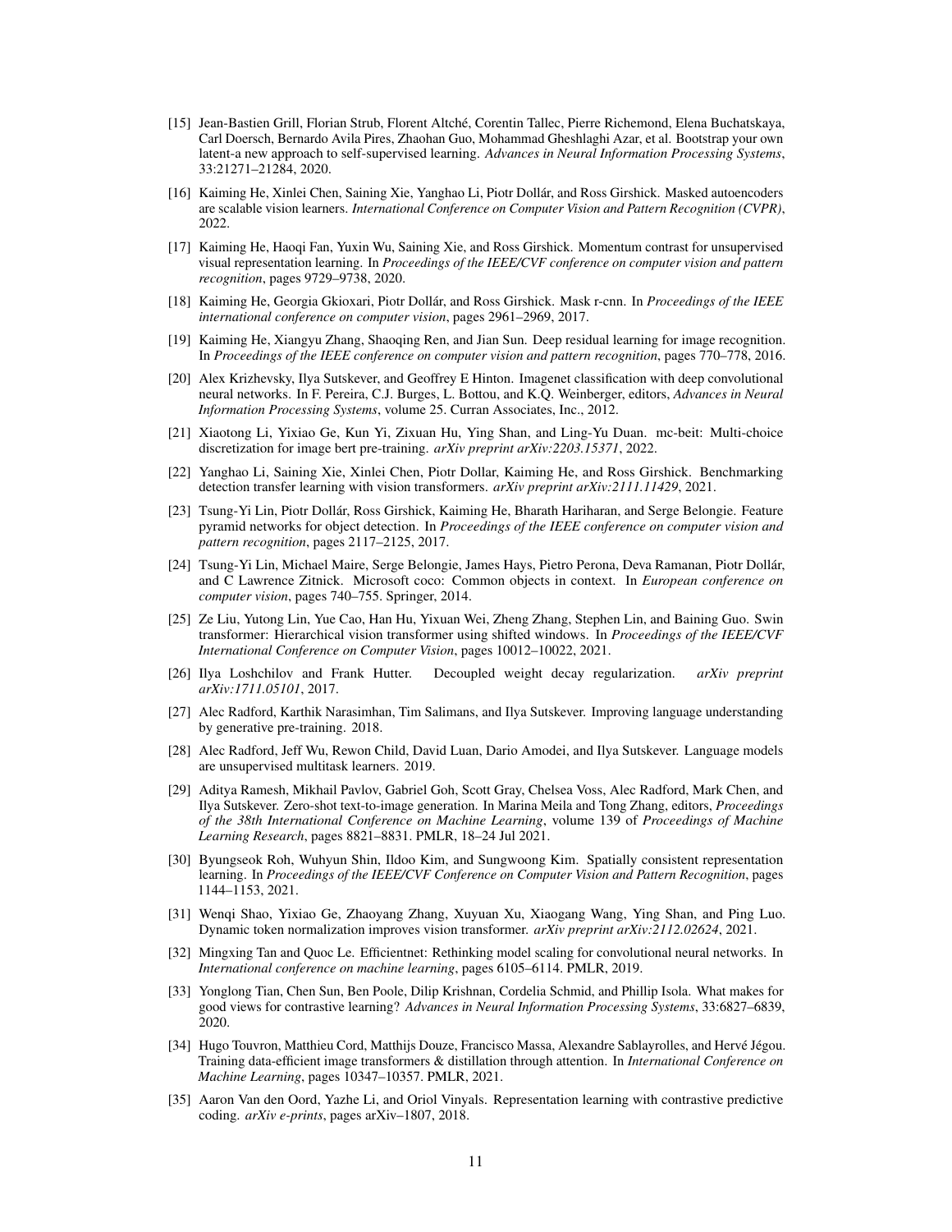[15] Jean-Bastien Grill, Florian Strub, Florent Altché, Corentin Tallec, Pierre Richemond, Elena Buchatskaya, Carl Doersch, Bernardo Avila Pires, Zhaohan Guo, Mohammad Gheshlaghi Azar, et al. Bootstrap your own latent-a new approach to self-supervised learning. *Advances in Neural Information Processing Systems*, 33:21271–21284, 2020.

[16] Kaiming He, Xinlei Chen, Saining Xie, Yanghao Li, Piotr Dollár, and Ross Girshick. Masked autoencoders are scalable vision learners. *International Conference on Computer Vision and Pattern Recognition (CVPR)*, 2022.

[17] Kaiming He, Haoqi Fan, Yuxin Wu, Saining Xie, and Ross Girshick. Momentum contrast for unsupervised visual representation learning. In *Proceedings of the IEEE/CVF conference on computer vision and pattern recognition*, pages 9729–9738, 2020.

[18] Kaiming He, Georgia Gkioxari, Piotr Dollár, and Ross Girshick. Mask r-cnn. In *Proceedings of the IEEE international conference on computer vision*, pages 2961–2969, 2017.

[19] Kaiming He, Xiangyu Zhang, Shaoqing Ren, and Jian Sun. Deep residual learning for image recognition. In *Proceedings of the IEEE conference on computer vision and pattern recognition*, pages 770–778, 2016.

[20] Alex Krizhevsky, Ilya Sutskever, and Geoffrey E Hinton. Imagenet classification with deep convolutional neural networks. In F. Pereira, C.J. Burges, L. Bottou, and K.Q. Weinberger, editors, *Advances in Neural Information Processing Systems*, volume 25. Curran Associates, Inc., 2012.

[21] Xiaotong Li, Yixiao Ge, Kun Yi, Zixuan Hu, Ying Shan, and Ling-Yu Duan. mc-beit: Multi-choice discretization for image bert pre-training. *arXiv preprint arXiv:2203.15371*, 2022.

[22] Yanghao Li, Saining Xie, Xinlei Chen, Piotr Dollar, Kaiming He, and Ross Girshick. Benchmarking detection transfer learning with vision transformers. *arXiv preprint arXiv:2111.11429*, 2021.

[23] Tsung-Yi Lin, Piotr Dollár, Ross Girshick, Kaiming He, Bharath Hariharan, and Serge Belongie. Feature pyramid networks for object detection. In *Proceedings of the IEEE conference on computer vision and pattern recognition*, pages 2117–2125, 2017.

[24] Tsung-Yi Lin, Michael Maire, Serge Belongie, James Hays, Pietro Perona, Deva Ramanan, Piotr Dollár, and C Lawrence Zitnick. Microsoft coco: Common objects in context. In *European conference on computer vision*, pages 740–755. Springer, 2014.

[25] Ze Liu, Yutong Lin, Yue Cao, Han Hu, Yixuan Wei, Zheng Zhang, Stephen Lin, and Baining Guo. Swin transformer: Hierarchical vision transformer using shifted windows. In *Proceedings of the IEEE/CVF International Conference on Computer Vision*, pages 10012–10022, 2021.

[26] Ilya Loshchilov and Frank Hutter. Decoupled weight decay regularization. *arXiv preprint arXiv:1711.05101*, 2017.

[27] Alec Radford, Karthik Narasimhan, Tim Salimans, and Ilya Sutskever. Improving language understanding by generative pre-training. 2018.

[28] Alec Radford, Jeff Wu, Rewon Child, David Luan, Dario Amodei, and Ilya Sutskever. Language models are unsupervised multitask learners. 2019.

[29] Aditya Ramesh, Mikhail Pavlov, Gabriel Goh, Scott Gray, Chelsea Voss, Alec Radford, Mark Chen, and Ilya Sutskever. Zero-shot text-to-image generation. In Marina Meila and Tong Zhang, editors, *Proceedings of the 38th International Conference on Machine Learning*, volume 139 of *Proceedings of Machine Learning Research*, pages 8821–8831. PMLR, 18–24 Jul 2021.

[30] Byungseok Roh, Wuhyun Shin, Ildoo Kim, and Sungwoong Kim. Spatially consistent representation learning. In *Proceedings of the IEEE/CVF Conference on Computer Vision and Pattern Recognition*, pages 1144–1153, 2021.

[31] Wenqi Shao, Yixiao Ge, Zhaoyang Zhang, Xuyuan Xu, Xiaogang Wang, Ying Shan, and Ping Luo. Dynamic token normalization improves vision transformer. *arXiv preprint arXiv:2112.02624*, 2021.

[32] Mingxing Tan and Quoc Le. Efficientnet: Rethinking model scaling for convolutional neural networks. In *International conference on machine learning*, pages 6105–6114. PMLR, 2019.

[33] Yonglong Tian, Chen Sun, Ben Poole, Dilip Krishnan, Cordelia Schmid, and Phillip Isola. What makes for good views for contrastive learning? *Advances in Neural Information Processing Systems*, 33:6827–6839, 2020.

[34] Hugo Touvron, Matthieu Cord, Matthijs Douze, Francisco Massa, Alexandre Sablayrolles, and Hervé Jégou. Training data-efficient image transformers & distillation through attention. In *International Conference on Machine Learning*, pages 10347–10357. PMLR, 2021.

[35] Aaron Van den Oord, Yazhe Li, and Oriol Vinyals. Representation learning with contrastive predictive coding. *arXiv e-prints*, pages arXiv–1807, 2018.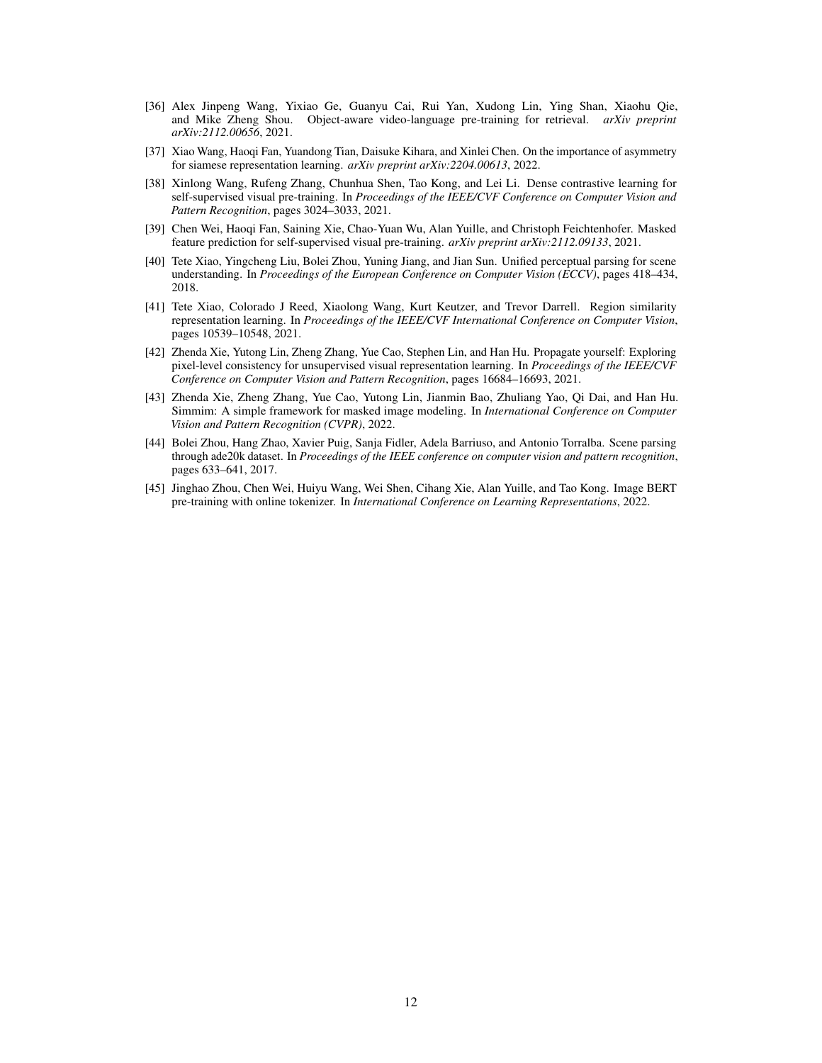[36] Alex Jinpeng Wang, Yixiao Ge, Guanyu Cai, Rui Yan, Xudong Lin, Ying Shan, Xiaohu Qie, and Mike Zheng Shou. Object-aware video-language pre-training for retrieval. *arXiv preprint arXiv:2112.00656*, 2021.

[37] Xiao Wang, Haoqi Fan, Yuandong Tian, Daisuke Kihara, and Xinlei Chen. On the importance of asymmetry for siamese representation learning. *arXiv preprint arXiv:2204.00613*, 2022.

[38] Xinlong Wang, Rufeng Zhang, Chunhua Shen, Tao Kong, and Lei Li. Dense contrastive learning for self-supervised visual pre-training. In *Proceedings of the IEEE/CVF Conference on Computer Vision and Pattern Recognition*, pages 3024–3033, 2021.

[39] Chen Wei, Haoqi Fan, Saining Xie, Chao-Yuan Wu, Alan Yuille, and Christoph Feichtenhofer. Masked feature prediction for self-supervised visual pre-training. *arXiv preprint arXiv:2112.09133*, 2021.

[40] Tete Xiao, Yingcheng Liu, Bolei Zhou, Yuning Jiang, and Jian Sun. Unified perceptual parsing for scene understanding. In *Proceedings of the European Conference on Computer Vision (ECCV)*, pages 418–434, 2018.

[41] Tete Xiao, Colorado J Reed, Xiaolong Wang, Kurt Keutzer, and Trevor Darrell. Region similarity representation learning. In *Proceedings of the IEEE/CVF International Conference on Computer Vision*, pages 10539–10548, 2021.

[42] Zhenda Xie, Yutong Lin, Zheng Zhang, Yue Cao, Stephen Lin, and Han Hu. Propagate yourself: Exploring pixel-level consistency for unsupervised visual representation learning. In *Proceedings of the IEEE/CVF Conference on Computer Vision and Pattern Recognition*, pages 16684–16693, 2021.

[43] Zhenda Xie, Zheng Zhang, Yue Cao, Yutong Lin, Jianmin Bao, Zhuliang Yao, Qi Dai, and Han Hu. Simmim: A simple framework for masked image modeling. In *International Conference on Computer Vision and Pattern Recognition (CVPR)*, 2022.

[44] Bolei Zhou, Hang Zhao, Xavier Puig, Sanja Fidler, Adela Barriuso, and Antonio Torralba. Scene parsing through ade20k dataset. In *Proceedings of the IEEE conference on computer vision and pattern recognition*, pages 633–641, 2017.

[45] Jinghao Zhou, Chen Wei, Huiyu Wang, Wei Shen, Cihang Xie, Alan Yuille, and Tao Kong. Image BERT pre-training with online tokenizer. In *International Conference on Learning Representations*, 2022.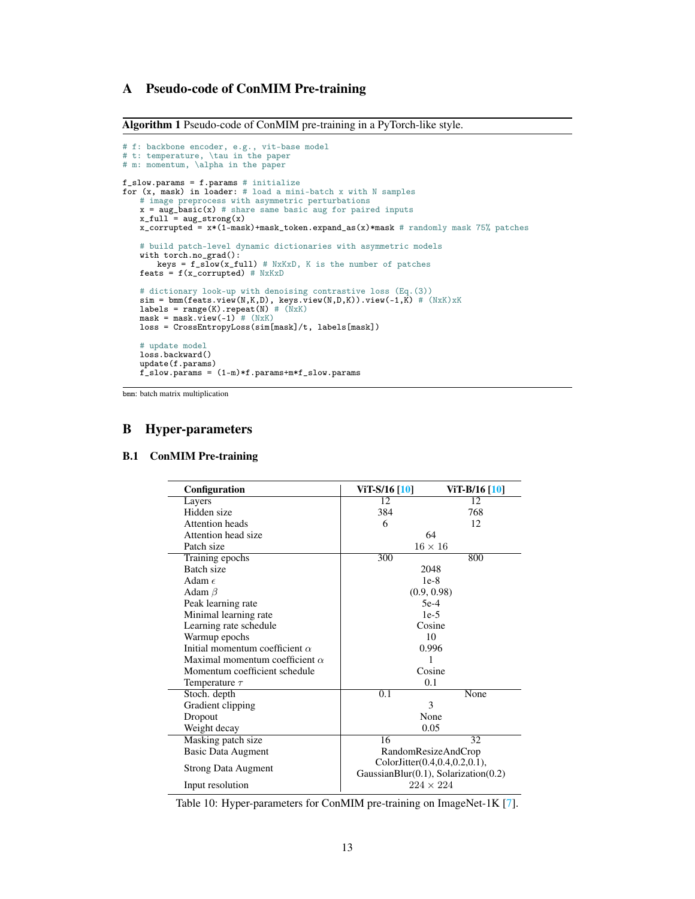# A Pseudo-code of ConMIM Pre-training

**Algorithm 1** Pseudo-code of ConMIM pre-training in a PyTorch-like style.

```
# f: backbone encoder, e.g., vit-base model
# t: temperature, \tau in the paper
# m: momentum, \alpha in the paper

f_slow.params = f.params # initialize
for (x, mask) in loader: # load a mini-batch x with N samples
    # image preprocess with asymmetric perturbations
    x = aug_basic(x) # share same basic aug for paired inputs
    x_full = aug_strong(x)
    x_corrupted = x*(1-mask)+mask_token.expand_as(x)*mask # randomly mask 75% patches

    # build patch-level dynamic dictionaries with asymmetric models
    with torch.no_grad():
        keys = f_slow(x_full) # NxKxD, K is the number of patches
    feats = f(x_corrupted) # NxKxD

    # dictionary look-up with denoising contrastive loss (Eq.(3))
    sim = bmm(feats.view(N,K,D), keys.view(N,D,K)).view(-1,K) # (NxK)xK
    labels = range(K).repeat(N) # (NxK)
    mask = mask.view(-1) # (NxK)
    loss = CrossEntropyLoss(sim[mask]/t, labels[mask])

    # update model
    loss.backward()
    update(f.params)
    f_slow.params = (1-m)*f.params+m*f_slow.params
```

bmm: batch matrix multiplication

# B Hyper-parameters

## B.1 ConMIM Pre-training

| Configuration | ViT-S/16 [10] | ViT-B/16 [10] |
|---|---|---|
| Layers | 12 | 12 |
| Hidden size | 384 | 768 |
| Attention heads | 6 | 12 |
| Attention head size | 64 | |
| Patch size | $16 \times 16$ | |
| Training epochs | 300 | 800 |
| Batch size | 2048 | |
| Adam $\epsilon$ | 1e-8 | |
| Adam $\beta$ | (0.9, 0.98) | |
| Peak learning rate | 5e-4 | |
| Minimal learning rate | 1e-5 | |
| Learning rate schedule | Cosine | |
| Warmup epochs | 10 | |
| Initial momentum coefficient $\alpha$ | 0.996 | |
| Maximal momentum coefficient $\alpha$ | 1 | |
| Momentum coefficient schedule | Cosine | |
| Temperature $\tau$ | 0.1 | |
| Stoch. depth | 0.1 | None |
| Gradient clipping | 3 | |
| Dropout | None | |
| Weight decay | 0.05 | |
| Masking patch size | 16 | 32 |
| Basic Data Augment | RandomResizeAndCrop | |
| Strong Data Augment | ColorJitter(0.4,0.4,0.2,0.1), GaussianBlur(0.1), Solarization(0.2) | |
| Input resolution | $224 \times 224$ | |

Table 10: Hyper-parameters for ConMIM pre-training on ImageNet-1K [7].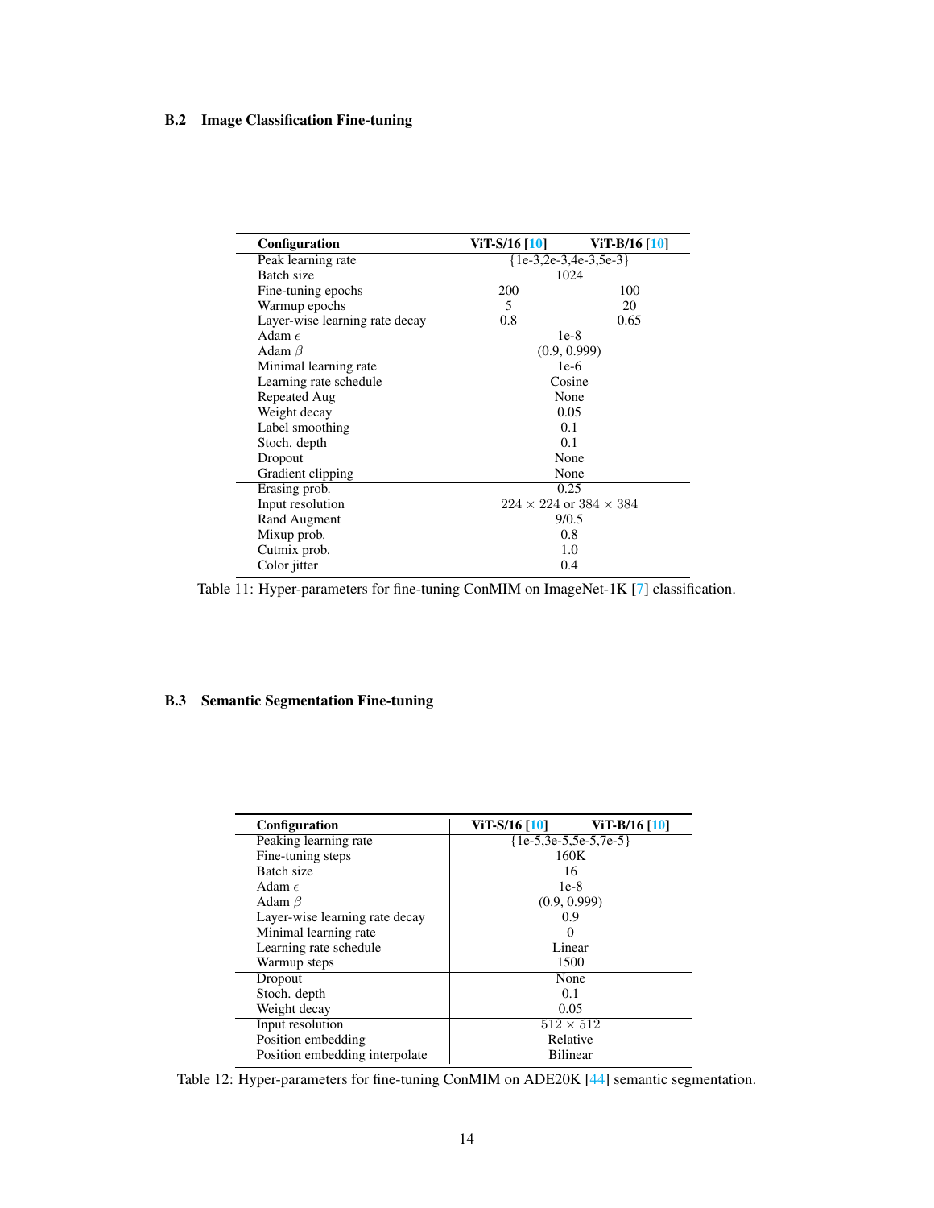### B.2 Image Classification Fine-tuning

| Configuration | ViT-S/16 [10] | ViT-B/16 [10] |
|---|---|---|
| Peak learning rate | {1e-3,2e-3,4e-3,5e-3} | |
| Batch size | 1024 | |
| Fine-tuning epochs | 200 | 100 |
| Warmup epochs | 5 | 20 |
| Layer-wise learning rate decay | 0.8 | 0.65 |
| Adam $\epsilon$ | 1e-8 | |
| Adam $\beta$ | (0.9, 0.999) | |
| Minimal learning rate | 1e-6 | |
| Learning rate schedule | Cosine | |
| Repeated Aug | None | |
| Weight decay | 0.05 | |
| Label smoothing | 0.1 | |
| Stoch. depth | 0.1 | |
| Dropout | None | |
| Gradient clipping | None | |
| Erasing prob. | 0.25 | |
| Input resolution | $224 \times 224$ or $384 \times 384$ | |
| Rand Augment | 9/0.5 | |
| Mixup prob. | 0.8 | |
| Cutmix prob. | 1.0 | |
| Color jitter | 0.4 | |

Table 11: Hyper-parameters for fine-tuning ConMIM on ImageNet-1K [7] classification.

### B.3 Semantic Segmentation Fine-tuning

| Configuration | ViT-S/16 [10] | ViT-B/16 [10] |
|---|---|---|
| Peaking learning rate | {1e-5,3e-5,5e-5,7e-5} | |
| Fine-tuning steps | 160K | |
| Batch size | 16 | |
| Adam $\epsilon$ | 1e-8 | |
| Adam $\beta$ | (0.9, 0.999) | |
| Layer-wise learning rate decay | 0.9 | |
| Minimal learning rate | 0 | |
| Learning rate schedule | Linear | |
| Warmup steps | 1500 | |
| Dropout | None | |
| Stoch. depth | 0.1 | |
| Weight decay | 0.05 | |
| Input resolution | $512 \times 512$ | |
| Position embedding | Relative | |
| Position embedding interpolate | Bilinear | |

Table 12: Hyper-parameters for fine-tuning ConMIM on ADE20K [44] semantic segmentation.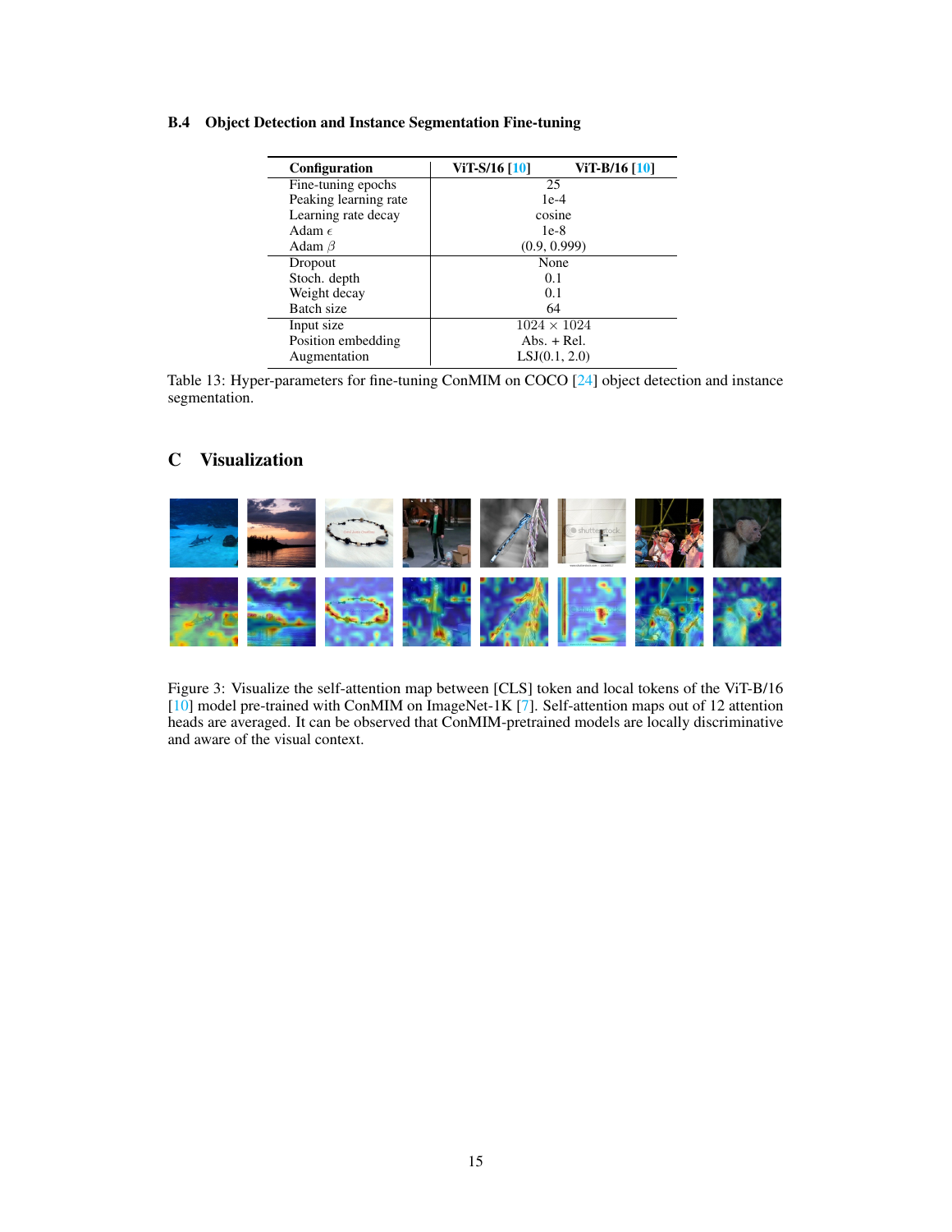### B.4 Object Detection and Instance Segmentation Fine-tuning

| Configuration | ViT-S/16 [10] | ViT-B/16 [10] |
|---|---|---|
| Fine-tuning epochs | 25 | |
| Peaking learning rate | 1e-4 | |
| Learning rate decay | cosine | |
| Adam $\epsilon$ | 1e-8 | |
| Adam $\beta$ | (0.9, 0.999) | |
| Dropout | None | |
| Stoch. depth | 0.1 | |
| Weight decay | 0.1 | |
| Batch size | 64 | |
| Input size | $1024 \times 1024$ | |
| Position embedding | Abs. + Rel. | |
| Augmentation | LSJ(0.1, 2.0) | |

Table 13: Hyper-parameters for fine-tuning ConMIM on COCO [24] object detection and instance segmentation.

## C Visualization

Figure 3: Visualize the self-attention map between [CLS] token and local tokens of the ViT-B/16 [10] model pre-trained with ConMIM on ImageNet-1K [7]. Self-attention maps out of 12 attention heads are averaged. It can be observed that ConMIM-pretrained models are locally discriminative and aware of the visual context.